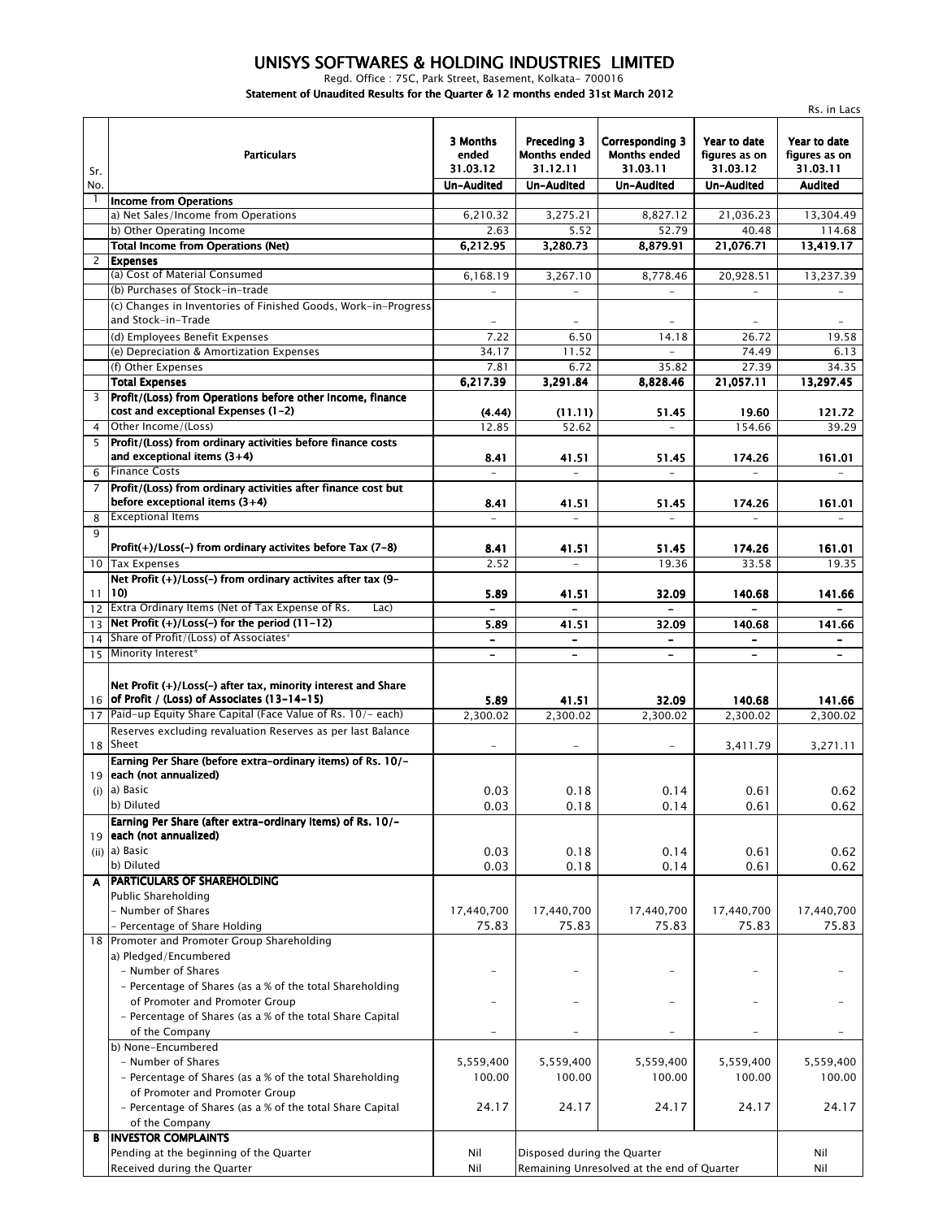# UNISYS SOFTWARES & HOLDING INDUSTRIES LIMITED

Regd. Office : 75C, Park Street, Basement, Kolkata- 700016

**Statement of Unaudited Results for the Quarter & 12 months ended 31st March 2012**

Rs. in Lacs

| Sr. No. | Particulars | 3 Months ended 31.03.12 | Preceding 3 Months ended 31.12.11 | Corresponding 3 Months ended 31.03.11 | Year to date figures as on 31.03.12 | Year to date figures as on 31.03.11 |
|---|---|---|---|---|---|---|
| | | Un-Audited | Un-Audited | Un-Audited | Un-Audited | Audited |
| 1 | **Income from Operations** | | | | | |
| | a) Net Sales/Income from Operations | 6,210.32 | 3,275.21 | 8,827.12 | 21,036.23 | 13,304.49 |
| | b) Other Operating Income | 2.63 | 5.52 | 52.79 | 40.48 | 114.68 |
| | **Total Income from Operations (Net)** | **6,212.95** | **3,280.73** | **8,879.91** | **21,076.71** | **13,419.17** |
| 2 | **Expenses** | | | | | |
| | (a) Cost of Material Consumed | 6,168.19 | 3,267.10 | 8,778.46 | 20,928.51 | 13,237.39 |
| | (b) Purchases of Stock-in-trade | - | - | - | - | - |
| | (c) Changes in Inventories of Finished Goods, Work-in-Progress and Stock-in-Trade | - | - | - | - | - |
| | (d) Employees Benefit Expenses | 7.22 | 6.50 | 14.18 | 26.72 | 19.58 |
| | (e) Depreciation & Amortization Expenses | 34.17 | 11.52 | - | 74.49 | 6.13 |
| | (f) Other Expenses | 7.81 | 6.72 | 35.82 | 27.39 | 34.35 |
| | **Total Expenses** | **6,217.39** | **3,291.84** | **8,828.46** | **21,057.11** | **13,297.45** |
| 3 | **Profit/(Loss) from Operations before other Income, finance cost and exceptional Expenses (1-2)** | **(4.44)** | **(11.11)** | **51.45** | **19.60** | **121.72** |
| 4 | Other Income/(Loss) | 12.85 | 52.62 | - | 154.66 | 39.29 |
| 5 | **Profit/(Loss) from ordinary activities before finance costs and exceptional items (3+4)** | **8.41** | **41.51** | **51.45** | **174.26** | **161.01** |
| 6 | Finance Costs | - | - | - | - | - |
| 7 | **Profit/(Loss) from ordinary activities after finance cost but before exceptional items (3+4)** | **8.41** | **41.51** | **51.45** | **174.26** | **161.01** |
| 8 | Exceptional Items | - | - | - | - | - |
| 9 | **Profit(+)/Loss(-) from ordinary activites before Tax (7-8)** | **8.41** | **41.51** | **51.45** | **174.26** | **161.01** |
| 10 | Tax Expenses | 2.52 | - | 19.36 | 33.58 | 19.35 |
| 11 | **Net Profit (+)/Loss(-) from ordinary activites after tax (9-10)** | **5.89** | **41.51** | **32.09** | **140.68** | **141.66** |
| 12 | Extra Ordinary Items (Net of Tax Expense of Rs. Lac) | - | - | - | - | - |
| 13 | **Net Profit (+)/Loss(-) for the period (11-12)** | **5.89** | **41.51** | **32.09** | **140.68** | **141.66** |
| 14 | Share of Profit/(Loss) of Associates* | - | - | - | - | - |
| 15 | Minority Interest* | - | - | - | - | - |
| 16 | **Net Profit (+)/Loss(-) after tax, minority interest and Share of Profit / (Loss) of Associates (13-14-15)** | **5.89** | **41.51** | **32.09** | **140.68** | **141.66** |
| 17 | Paid-up Equity Share Capital (Face Value of Rs. 10/- each) | 2,300.02 | 2,300.02 | 2,300.02 | 2,300.02 | 2,300.02 |
| 18 | Reserves excluding revaluation Reserves as per last Balance Sheet | - | - | - | 3,411.79 | 3,271.11 |
| 19 (i) | **Earning Per Share (before extra-ordinary items) of Rs. 10/- each (not annualized)** | | | | | |
| | a) Basic | 0.03 | 0.18 | 0.14 | 0.61 | 0.62 |
| | b) Diluted | 0.03 | 0.18 | 0.14 | 0.61 | 0.62 |
| 19 (ii) | **Earning Per Share (after extra-ordinary items) of Rs. 10/- each (not annualized)** | | | | | |
| | a) Basic | 0.03 | 0.18 | 0.14 | 0.61 | 0.62 |
| | b) Diluted | 0.03 | 0.18 | 0.14 | 0.61 | 0.62 |
| **A** | **PARTICULARS OF SHAREHOLDING** | | | | | |
| | Public Shareholding | | | | | |
| | - Number of Shares | 17,440,700 | 17,440,700 | 17,440,700 | 17,440,700 | 17,440,700 |
| | - Percentage of Share Holding | 75.83 | 75.83 | 75.83 | 75.83 | 75.83 |
| 18 | Promoter and Promoter Group Shareholding | | | | | |
| | a) Pledged/Encumbered | | | | | |
| | - Number of Shares | - | - | - | - | - |
| | - Percentage of Shares (as a % of the total Shareholding of Promoter and Promoter Group | - | - | - | - | - |
| | - Percentage of Shares (as a % of the total Share Capital of the Company | - | - | - | - | - |
| | b) None-Encumbered | | | | | |
| | - Number of Shares | 5,559,400 | 5,559,400 | 5,559,400 | 5,559,400 | 5,559,400 |
| | - Percentage of Shares (as a % of the total Shareholding of Promoter and Promoter Group | 100.00 | 100.00 | 100.00 | 100.00 | 100.00 |
| | - Percentage of Shares (as a % of the total Share Capital of the Company | 24.17 | 24.17 | 24.17 | 24.17 | 24.17 |
| **B** | **INVESTOR COMPLAINTS** | | | | | |
| | Pending at the beginning of the Quarter | Nil | Disposed during the Quarter | | | Nil |
| | Received during the Quarter | Nil | Remaining Unresolved at the end of Quarter | | | Nil |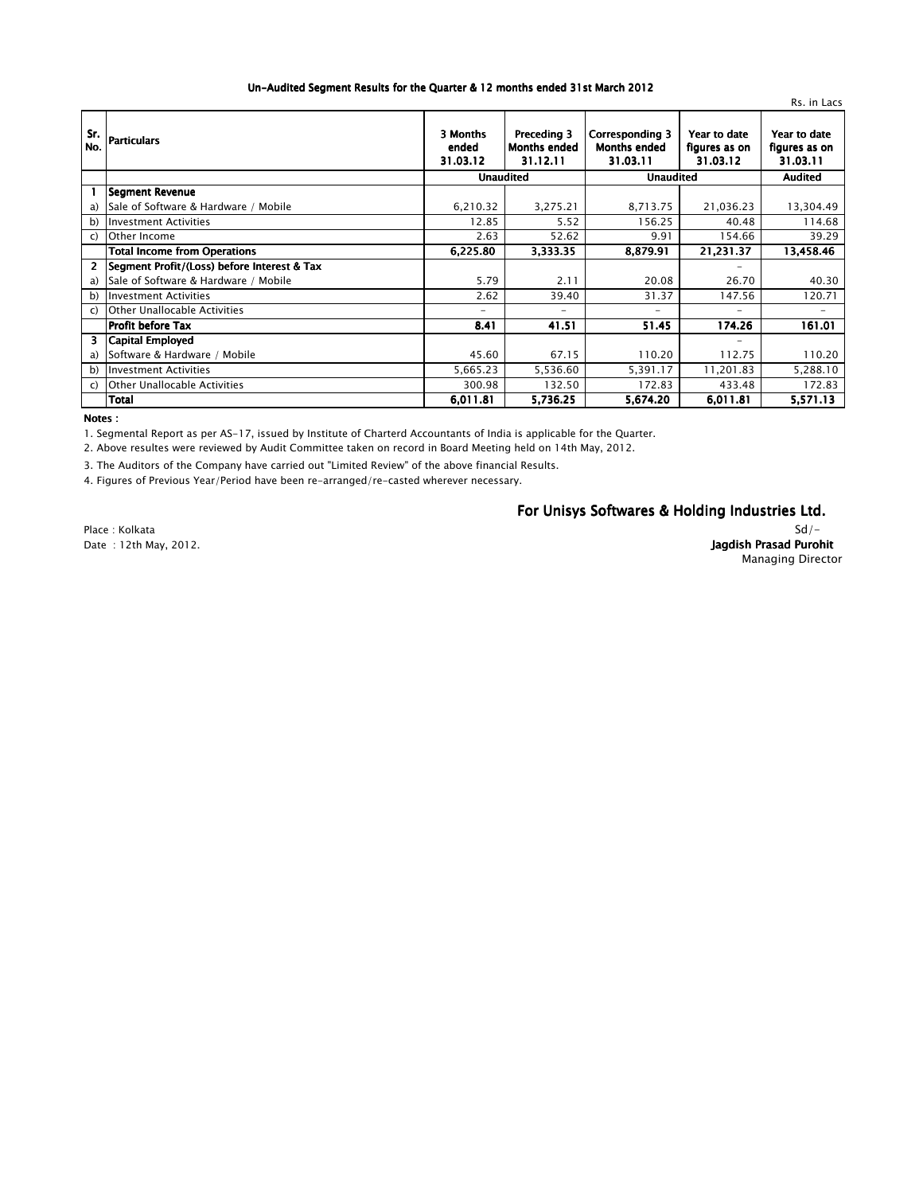#### Un-Audited Segment Results for the Quarter & 12 months ended 31st March 2012

Rs. in Lacs

| Sr. No. | Particulars | 3 Months ended 31.03.12 | Preceding 3 Months ended 31.12.11 | Corresponding 3 Months ended 31.03.11 | Year to date figures as on 31.03.12 | Year to date figures as on 31.03.11 |
|---|---|---|---|---|---|---|
| | | Unaudited | | Unaudited | | Audited |
| **1** | **Segment Revenue** | | | | | |
| a) | Sale of Software & Hardware / Mobile | 6,210.32 | 3,275.21 | 8,713.75 | 21,036.23 | 13,304.49 |
| b) | Investment Activities | 12.85 | 5.52 | 156.25 | 40.48 | 114.68 |
| c) | Other Income | 2.63 | 52.62 | 9.91 | 154.66 | 39.29 |
| | **Total Income from Operations** | **6,225.80** | **3,333.35** | **8,879.91** | **21,231.37** | **13,458.46** |
| **2** | **Segment Profit/(Loss) before Interest & Tax** | | | | - | |
| a) | Sale of Software & Hardware / Mobile | 5.79 | 2.11 | 20.08 | 26.70 | 40.30 |
| b) | Investment Activities | 2.62 | 39.40 | 31.37 | 147.56 | 120.71 |
| c) | Other Unallocable Activities | - | - | - | - | - |
| | **Profit before Tax** | **8.41** | **41.51** | **51.45** | **174.26** | **161.01** |
| **3** | **Capital Employed** | | | | - | |
| a) | Software & Hardware / Mobile | 45.60 | 67.15 | 110.20 | 112.75 | 110.20 |
| b) | Investment Activities | 5,665.23 | 5,536.60 | 5,391.17 | 11,201.83 | 5,288.10 |
| c) | Other Unallocable Activities | 300.98 | 132.50 | 172.83 | 433.48 | 172.83 |
| | **Total** | **6,011.81** | **5,736.25** | **5,674.20** | **6,011.81** | **5,571.13** |

**Notes :**

1. Segmental Report as per AS-17, issued by Institute of Charterd Accountants of India is applicable for the Quarter.
2. Above resultes were reviewed by Audit Committee taken on record in Board Meeting held on 14th May, 2012.
3. The Auditors of the Company have carried out "Limited Review" of the above financial Results.
4. Figures of Previous Year/Period have been re-arranged/re-casted wherever necessary.

**For Unisys Softwares & Holding Industries Ltd.**

Sd/-

**Jagdish Prasad Purohit**

Managing Director

Place : Kolkata

Date : 12th May, 2012.